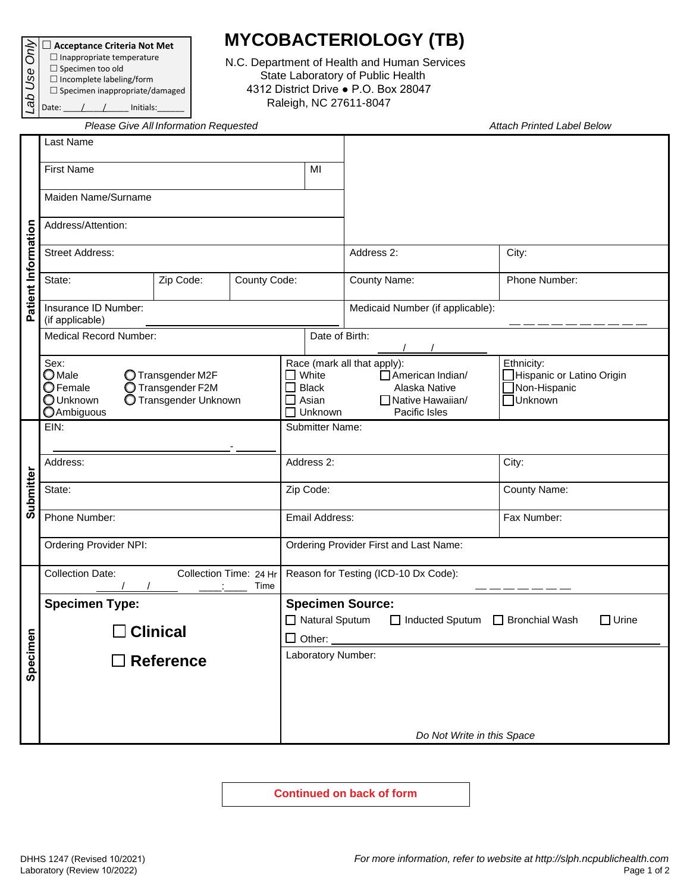| *Lab Use Only* |
|---|
| ☐ **Acceptance Criteria Not Met** |
| ☐ Inappropriate temperature |
| ☐ Specimen too old |
| ☐ Incomplete labeling/form |
| ☐ Specimen inappropriate/damaged |
| Date: ____/____/_____ Initials:______ |

# MYCOBACTERIOLOGY (TB)

N.C. Department of Health and Human Services
State Laboratory of Public Health
4312 District Drive ● P.O. Box 28047
Raleigh, NC 27611-8047

*Please Give All Information Requested* *Attach Printed Label Below*

## Patient Information

| | | | |
|---|---|---|---|
| Last Name | | | |
| First Name | MI | | |
| Maiden Name/Surname | | | |
| Address/Attention: | | | |
| Street Address: | | Address 2: | City: |
| State: | Zip Code: County Code: | County Name: | Phone Number: |
| Insurance ID Number: (if applicable) | | Medicaid Number (if applicable): | |
| Medical Record Number: | Date of Birth: ____/____/______ | | |

**Sex:**
- ◯ Male
- ◯ Female
- ◯ Unknown
- ◯ Ambiguous
- ◯ Transgender M2F
- ◯ Transgender F2M
- ◯ Transgender Unknown

**Race (mark all that apply):**
- ☐ White
- ☐ Black
- ☐ Asian
- ☐ Unknown
- ☐ American Indian/ Alaska Native
- ☐ Native Hawaiian/ Pacific Isles

**Ethnicity:**
- ☐ Hispanic or Latino Origin
- ☐ Non-Hispanic
- ☐ Unknown

## Submitter

| | | |
|---|---|---|
| EIN: ______________________ - _______ | Submitter Name: | |
| Address: | Address 2: | City: |
| State: | Zip Code: | County Name: |
| Phone Number: | Email Address: | Fax Number: |
| Ordering Provider NPI: | Ordering Provider First and Last Name: | |

## Specimen

| | |
|---|---|
| Collection Date: ____/____/______ Collection Time: 24 Hr Time ____:____ | Reason for Testing (ICD-10 Dx Code): |

**Specimen Type:**

☐ **Clinical**

☐ **Reference**

**Specimen Source:**
- ☐ Natural Sputum
- ☐ Inducted Sputum
- ☐ Bronchial Wash
- ☐ Urine
- ☐ Other: ______________________

Laboratory Number:

*Do Not Write in this Space*

**Continued on back of form**

DHHS 1247 (Revised 10/2021)
Laboratory (Review 10/2022)

*For more information, refer to website at http://slph.ncpublichealth.com*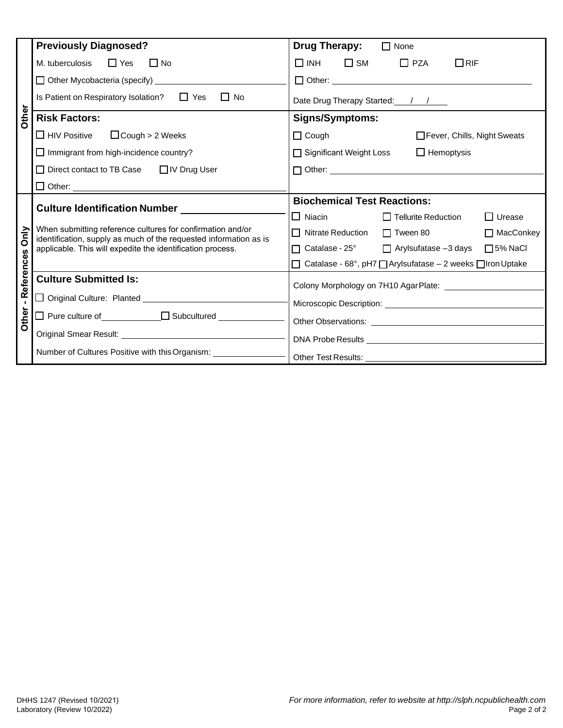## Other

**Previously Diagnosed?**

M. tuberculosis ☐ Yes ☐ No

☐ Other Mycobacteria (specify) \_\_\_\_\_\_\_\_\_\_\_\_\_\_\_\_\_\_\_\_

Is Patient on Respiratory Isolation? ☐ Yes ☐ No

**Drug Therapy:** ☐ None

☐ INH ☐ SM ☐ PZA ☐ RIF

☐ Other: \_\_\_\_\_\_\_\_\_\_\_\_\_\_\_\_\_\_\_\_

Date Drug Therapy Started: \_\_\_/\_\_\_/\_\_\_

**Risk Factors:**

☐ HIV Positive ☐ Cough > 2 Weeks

☐ Immigrant from high-incidence country?

☐ Direct contact to TB Case ☐ IV Drug User

☐ Other: \_\_\_\_\_\_\_\_\_\_\_\_\_\_\_\_\_\_\_\_

**Signs/Symptoms:**

☐ Cough ☐ Fever, Chills, Night Sweats

☐ Significant Weight Loss ☐ Hemoptysis

☐ Other: \_\_\_\_\_\_\_\_\_\_\_\_\_\_\_\_\_\_\_\_

## Other - References Only

**Culture Identification Number** \_\_\_\_\_\_\_\_\_\_\_\_\_\_\_\_\_\_\_\_

When submitting reference cultures for confirmation and/or identification, supply as much of the requested information as is applicable. This will expedite the identification process.

**Biochemical Test Reactions:**

☐ Niacin ☐ Tellurite Reduction ☐ Urease

☐ Nitrate Reduction ☐ Tween 80 ☐ MacConkey

☐ Catalase - 25° ☐ Arylsufatase – 3 days ☐ 5% NaCl

☐ Catalase - 68°, pH7 ☐ Arylsufatase – 2 weeks ☐ Iron Uptake

**Culture Submitted Is:**

☐ Original Culture: Planted \_\_\_\_\_\_\_\_\_\_\_\_\_\_\_\_\_\_\_\_

☐ Pure culture of \_\_\_\_\_\_\_\_\_\_ ☐ Subcultured \_\_\_\_\_\_\_\_\_\_

Original Smear Result: \_\_\_\_\_\_\_\_\_\_\_\_\_\_\_\_\_\_\_\_

Number of Cultures Positive with this Organism: \_\_\_\_\_\_\_\_\_\_

Colony Morphology on 7H10 Agar Plate: \_\_\_\_\_\_\_\_\_\_\_\_\_\_\_\_\_\_\_\_

Microscopic Description: \_\_\_\_\_\_\_\_\_\_\_\_\_\_\_\_\_\_\_\_

Other Observations: \_\_\_\_\_\_\_\_\_\_\_\_\_\_\_\_\_\_\_\_

DNA Probe Results \_\_\_\_\_\_\_\_\_\_\_\_\_\_\_\_\_\_\_\_

Other Test Results: \_\_\_\_\_\_\_\_\_\_\_\_\_\_\_\_\_\_\_\_

DHHS 1247 (Revised 10/2021)
Laboratory (Review 10/2022)

*For more information, refer to website at http://slph.ncpublichealth.com*